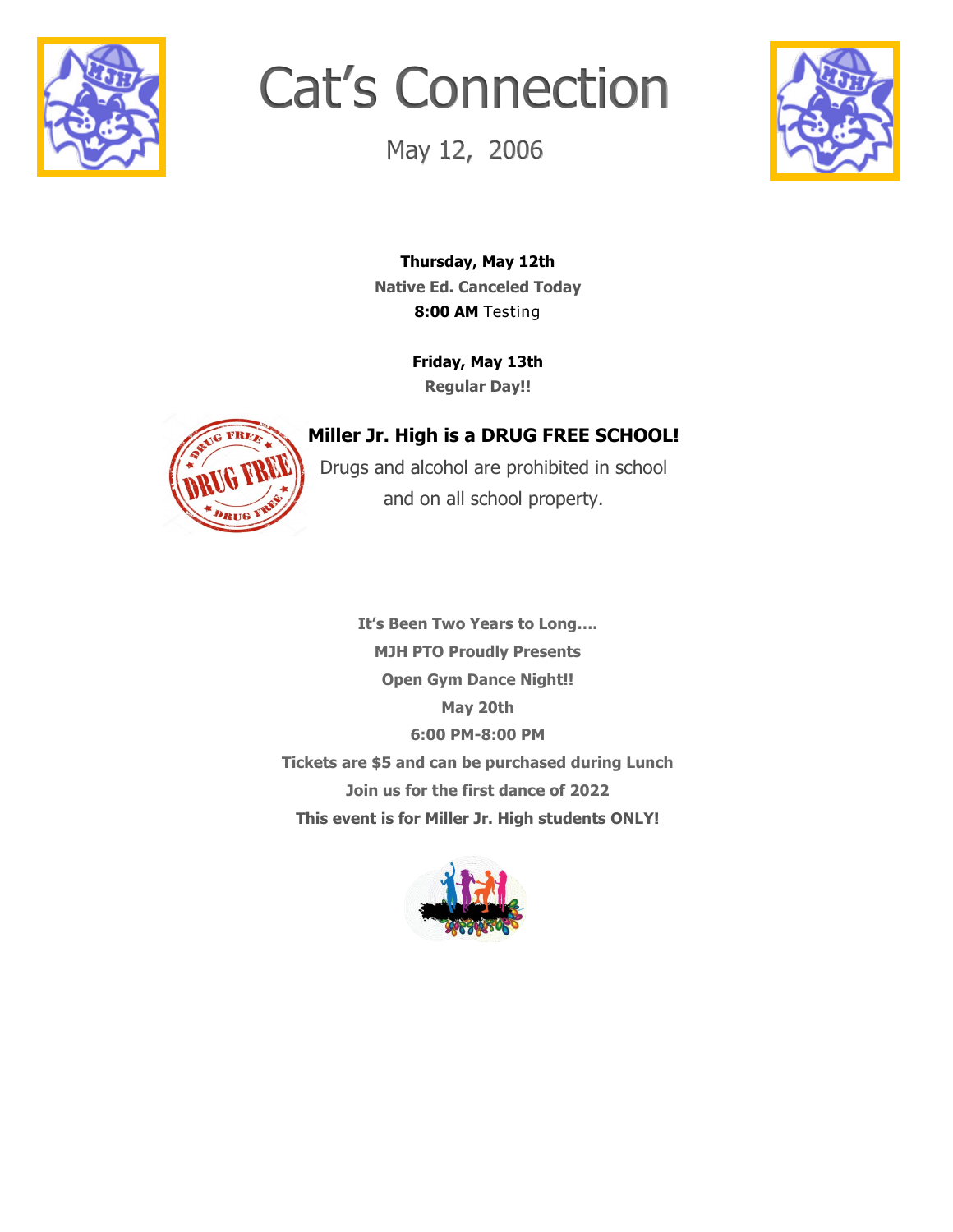# Cat's Connection

May 12, 2006

**Thursday, May 12th**

**Native Ed. Canceled Today**

**8:00 AM** Testing

**Friday, May 13th**

**Regular Day!!**

**Miller Jr. High is a DRUG FREE SCHOOL!**

Drugs and alcohol are prohibited in school and on all school property.

**It's Been Two Years to Long….**

**MJH PTO Proudly Presents**

**Open Gym Dance Night!!**

**May 20th**

**6:00 PM-8:00 PM**

**Tickets are $5 and can be purchased during Lunch**

**Join us for the first dance of 2022**

**This event is for Miller Jr. High students ONLY!**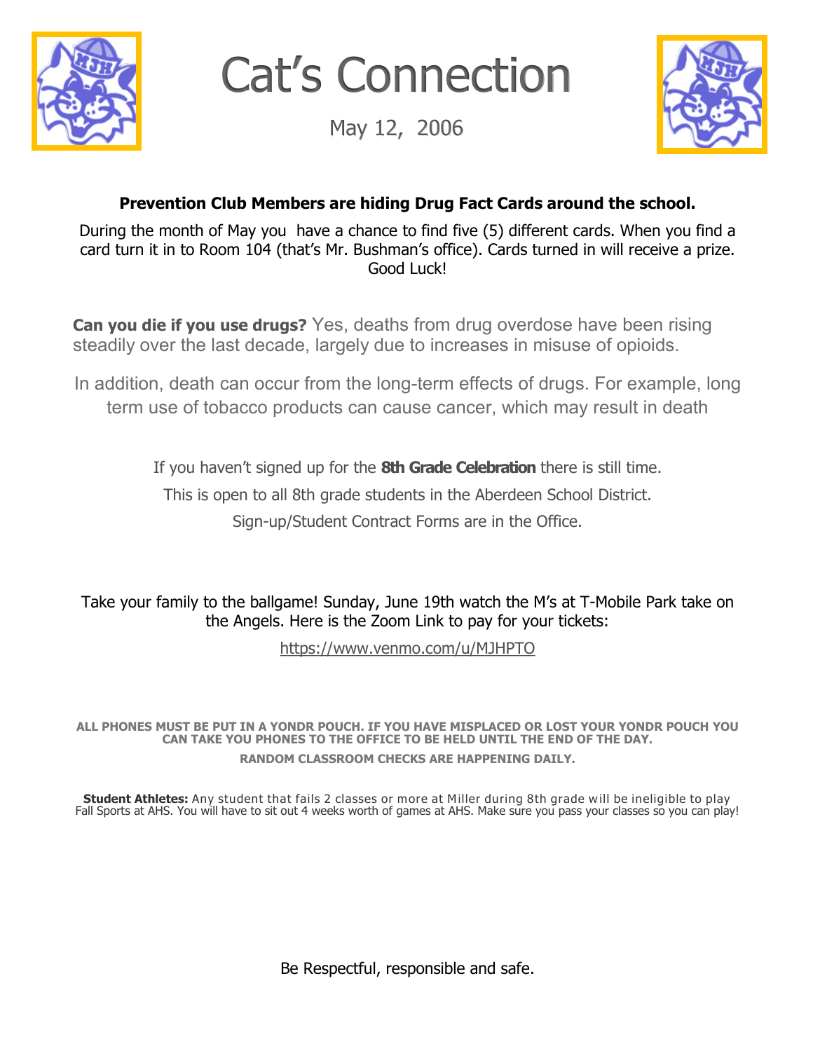# Cat's Connection

May 12, 2006

**Prevention Club Members are hiding Drug Fact Cards around the school.**

During the month of May you have a chance to find five (5) different cards. When you find a card turn it in to Room 104 (that's Mr. Bushman's office). Cards turned in will receive a prize. Good Luck!

**Can you die if you use drugs?** Yes, deaths from drug overdose have been rising steadily over the last decade, largely due to increases in misuse of opioids.

In addition, death can occur from the long-term effects of drugs. For example, long term use of tobacco products can cause cancer, which may result in death

If you haven't signed up for the **8th Grade Celebration** there is still time.

This is open to all 8th grade students in the Aberdeen School District.

Sign-up/Student Contract Forms are in the Office.

Take your family to the ballgame! Sunday, June 19th watch the M's at T-Mobile Park take on the Angels. Here is the Zoom Link to pay for your tickets:

https://www.venmo.com/u/MJHPTO

**ALL PHONES MUST BE PUT IN A YONDR POUCH. IF YOU HAVE MISPLACED OR LOST YOUR YONDR POUCH YOU CAN TAKE YOU PHONES TO THE OFFICE TO BE HELD UNTIL THE END OF THE DAY.**

**RANDOM CLASSROOM CHECKS ARE HAPPENING DAILY.**

**Student Athletes:** Any student that fails 2 classes or more at Miller during 8th grade will be ineligible to play Fall Sports at AHS. You will have to sit out 4 weeks worth of games at AHS. Make sure you pass your classes so you can play!

Be Respectful, responsible and safe.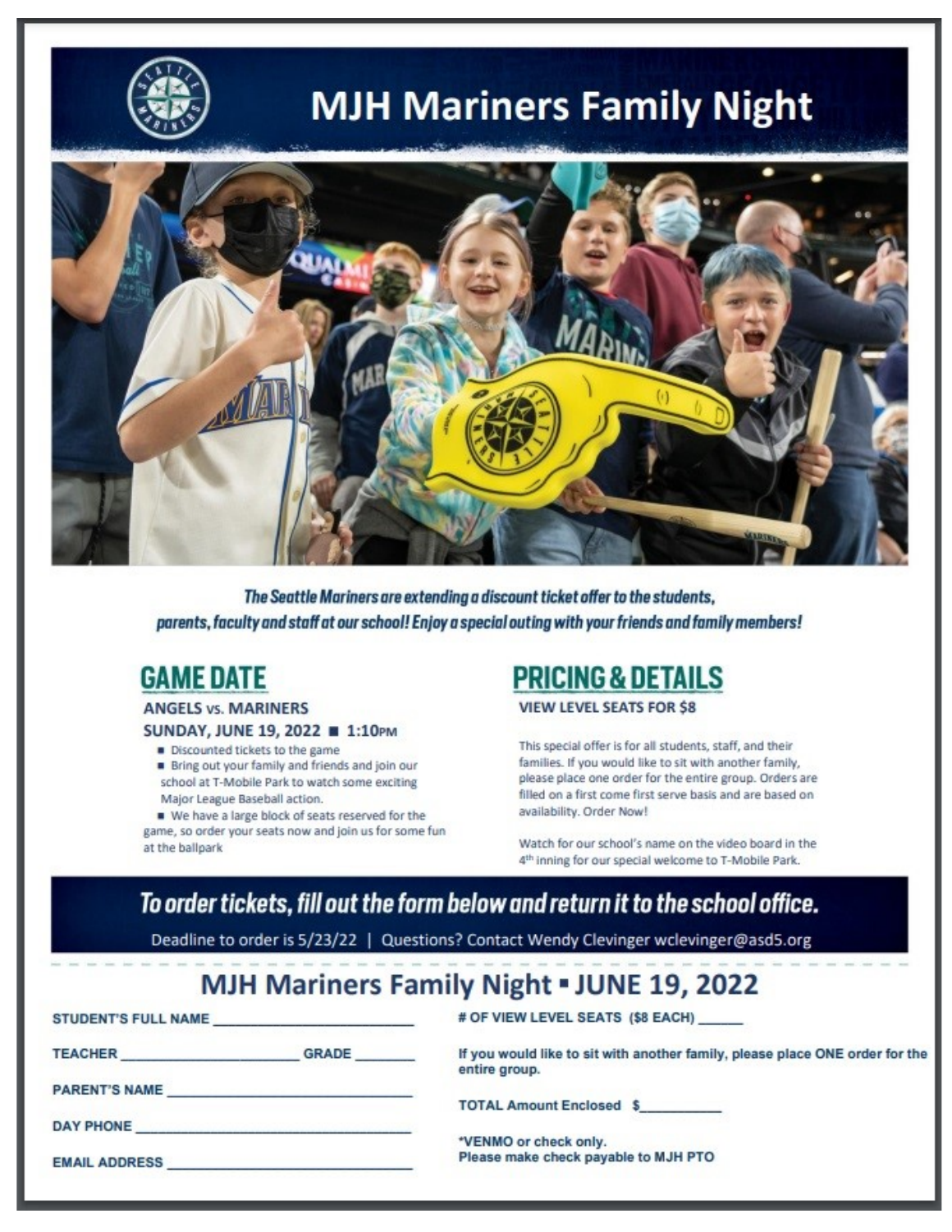# MJH Mariners Family Night

***The Seattle Mariners are extending a discount ticket offer to the students, parents, faculty and staff at our school! Enjoy a special outing with your friends and family members!***

## GAME DATE

**ANGELS vs. MARINERS**

**SUNDAY, JUNE 19, 2022 ■ 1:10PM**

- Discounted tickets to the game
- Bring out your family and friends and join our school at T-Mobile Park to watch some exciting Major League Baseball action.
- We have a large block of seats reserved for the game, so order your seats now and join us for some fun at the ballpark

## PRICING & DETAILS

**VIEW LEVEL SEATS FOR $8**

This special offer is for all students, staff, and their families. If you would like to sit with another family, please place one order for the entire group. Orders are filled on a first come first serve basis and are based on availability. Order Now!

Watch for our school's name on the video board in the 4th inning for our special welcome to T-Mobile Park.

***To order tickets, fill out the form below and return it to the school office.***

Deadline to order is 5/23/22 | Questions? Contact Wendy Clevinger wclevinger@asd5.org

## MJH Mariners Family Night ▪ JUNE 19, 2022

**STUDENT'S FULL NAME** ______________________

**TEACHER** ____________________ **GRADE** _______

**PARENT'S NAME** ______________________

**DAY PHONE** ______________________

**EMAIL ADDRESS** ______________________

**# OF VIEW LEVEL SEATS ($8 EACH)** ______

**If you would like to sit with another family, please place ONE order for the entire group.**

**TOTAL Amount Enclosed $**__________

**\*VENMO or check only.**
**Please make check payable to MJH PTO**